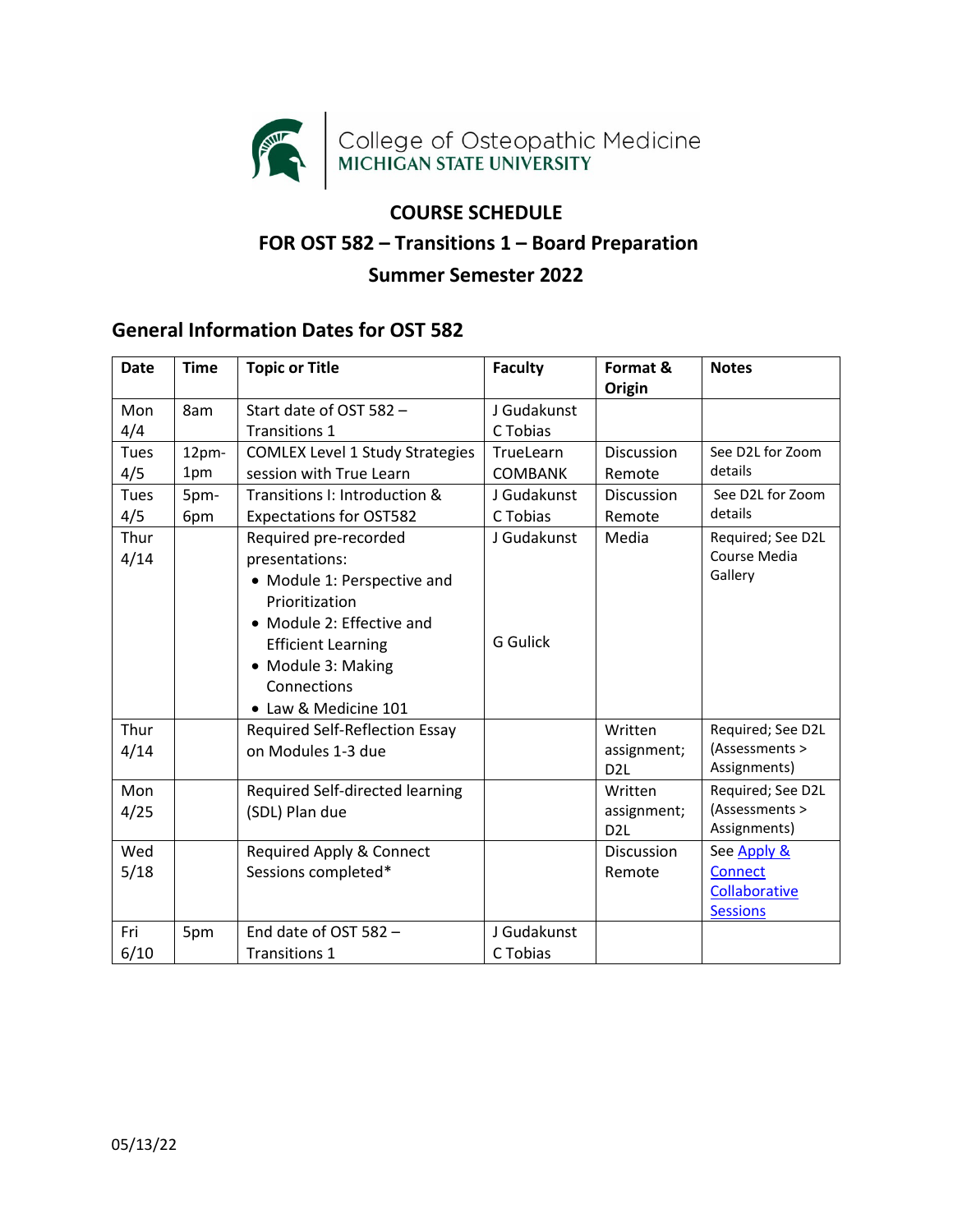College of Osteopathic Medicine
MICHIGAN STATE UNIVERSITY

# COURSE SCHEDULE
# FOR OST 582 – Transitions 1 – Board Preparation
# Summer Semester 2022

## General Information Dates for OST 582

| Date | Time | Topic or Title | Faculty | Format & Origin | Notes |
|---|---|---|---|---|---|
| Mon 4/4 | 8am | Start date of OST 582 – Transitions 1 | J Gudakunst<br>C Tobias | | |
| Tues 4/5 | 12pm-1pm | COMLEX Level 1 Study Strategies session with True Learn | TrueLearn COMBANK | Discussion Remote | See D2L for Zoom details |
| Tues 4/5 | 5pm-6pm | Transitions I: Introduction & Expectations for OST582 | J Gudakunst<br>C Tobias | Discussion Remote | See D2L for Zoom details |
| Thur 4/14 | | Required pre-recorded presentations:<br>• Module 1: Perspective and Prioritization<br>• Module 2: Effective and Efficient Learning<br>• Module 3: Making Connections<br>• Law & Medicine 101 | J Gudakunst<br><br>G Gulick | Media | Required; See D2L Course Media Gallery |
| Thur 4/14 | | Required Self-Reflection Essay on Modules 1-3 due | | Written assignment; D2L | Required; See D2L (Assessments > Assignments) |
| Mon 4/25 | | Required Self-directed learning (SDL) Plan due | | Written assignment; D2L | Required; See D2L (Assessments > Assignments) |
| Wed 5/18 | | Required Apply & Connect Sessions completed* | | Discussion Remote | See Apply & Connect Collaborative Sessions |
| Fri 6/10 | 5pm | End date of OST 582 – Transitions 1 | J Gudakunst<br>C Tobias | | |

05/13/22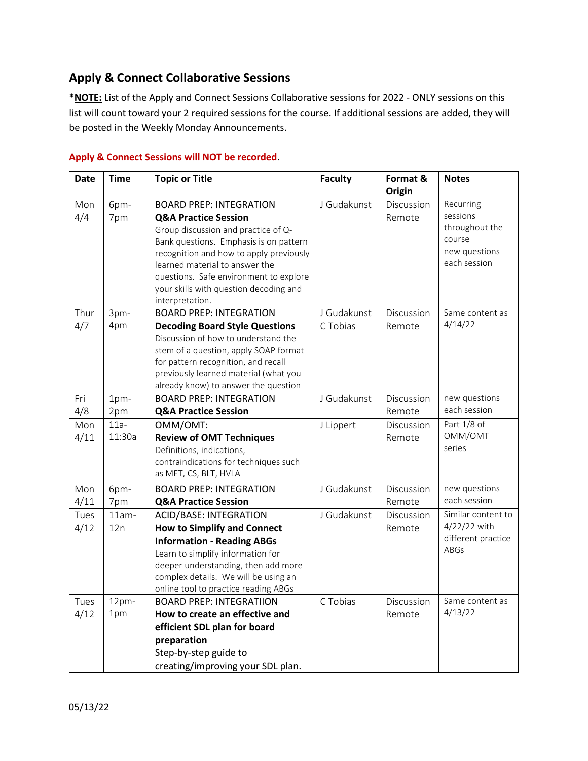## Apply & Connect Collaborative Sessions

***NOTE:** List of the Apply and Connect Sessions Collaborative sessions for 2022 - ONLY sessions on this list will count toward your 2 required sessions for the course. If additional sessions are added, they will be posted in the Weekly Monday Announcements.

**Apply & Connect Sessions will NOT be recorded**.

| Date | Time | Topic or Title | Faculty | Format & Origin | Notes |
|---|---|---|---|---|---|
| Mon 4/4 | 6pm-7pm | BOARD PREP: INTEGRATION **Q&A Practice Session** Group discussion and practice of Q-Bank questions. Emphasis is on pattern recognition and how to apply previously learned material to answer the questions. Safe environment to explore your skills with question decoding and interpretation. | J Gudakunst | Discussion Remote | Recurring sessions throughout the course new questions each session |
| Thur 4/7 | 3pm-4pm | BOARD PREP: INTEGRATION **Decoding Board Style Questions** Discussion of how to understand the stem of a question, apply SOAP format for pattern recognition, and recall previously learned material (what you already know) to answer the question | J Gudakunst C Tobias | Discussion Remote | Same content as 4/14/22 |
| Fri 4/8 | 1pm-2pm | BOARD PREP: INTEGRATION **Q&A Practice Session** | J Gudakunst | Discussion Remote | new questions each session |
| Mon 4/11 | 11a-11:30a | OMM/OMT: **Review of OMT Techniques** Definitions, indications, contraindications for techniques such as MET, CS, BLT, HVLA | J Lippert | Discussion Remote | Part 1/8 of OMM/OMT series |
| Mon 4/11 | 6pm-7pm | BOARD PREP: INTEGRATION **Q&A Practice Session** | J Gudakunst | Discussion Remote | new questions each session |
| Tues 4/12 | 11am-12n | ACID/BASE: INTEGRATION **How to Simplify and Connect Information - Reading ABGs** Learn to simplify information for deeper understanding, then add more complex details. We will be using an online tool to practice reading ABGs | J Gudakunst | Discussion Remote | Similar content to 4/22/22 with different practice ABGs |
| Tues 4/12 | 12pm-1pm | BOARD PREP: INTEGRATIION **How to create an effective and efficient SDL plan for board preparation** Step-by-step guide to creating/improving your SDL plan. | C Tobias | Discussion Remote | Same content as 4/13/22 |

05/13/22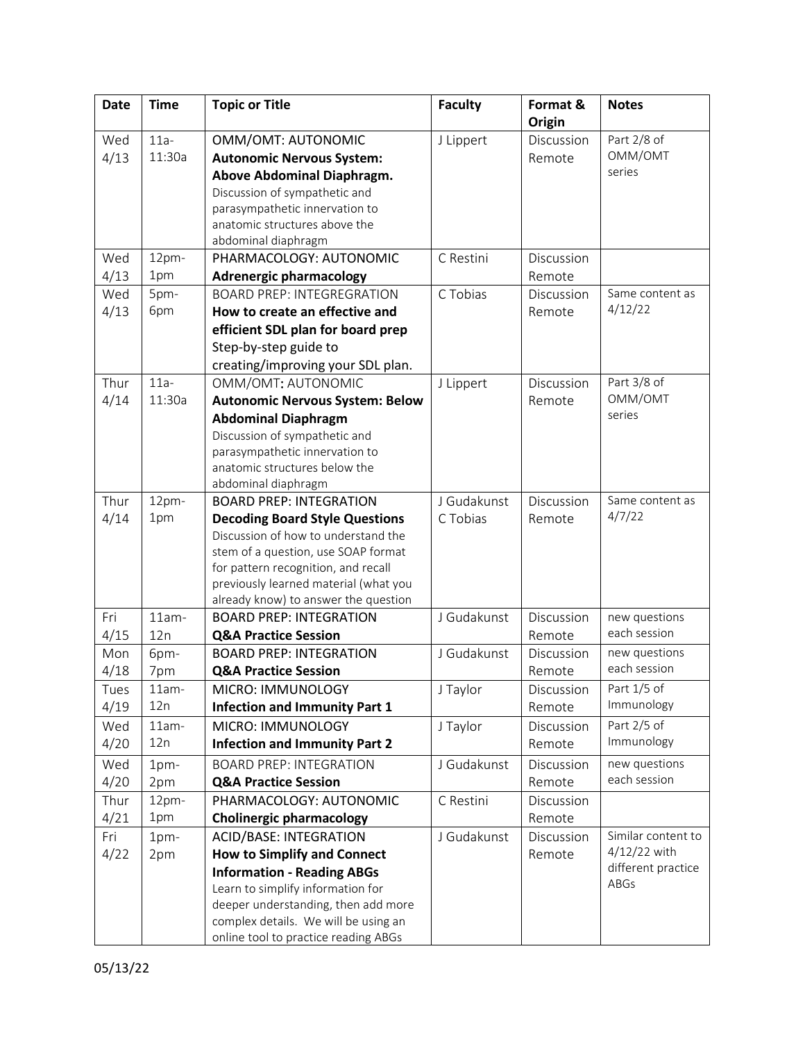| Date | Time | Topic or Title | Faculty | Format & Origin | Notes |
|---|---|---|---|---|---|
| Wed 4/13 | 11a-11:30a | OMM/OMT: AUTONOMIC **Autonomic Nervous System: Above Abdominal Diaphragm.** Discussion of sympathetic and parasympathetic innervation to anatomic structures above the abdominal diaphragm | J Lippert | Discussion Remote | Part 2/8 of OMM/OMT series |
| Wed 4/13 | 12pm-1pm | PHARMACOLOGY: AUTONOMIC **Adrenergic pharmacology** | C Restini | Discussion Remote | |
| Wed 4/13 | 5pm-6pm | BOARD PREP: INTEGREGRATION **How to create an effective and efficient SDL plan for board prep** Step-by-step guide to creating/improving your SDL plan. | C Tobias | Discussion Remote | Same content as 4/12/22 |
| Thur 4/14 | 11a-11:30a | OMM/OMT: AUTONOMIC **Autonomic Nervous System: Below Abdominal Diaphragm** Discussion of sympathetic and parasympathetic innervation to anatomic structures below the abdominal diaphragm | J Lippert | Discussion Remote | Part 3/8 of OMM/OMT series |
| Thur 4/14 | 12pm-1pm | BOARD PREP: INTEGRATION **Decoding Board Style Questions** Discussion of how to understand the stem of a question, use SOAP format for pattern recognition, and recall previously learned material (what you already know) to answer the question | J Gudakunst C Tobias | Discussion Remote | Same content as 4/7/22 |
| Fri 4/15 | 11am-12n | BOARD PREP: INTEGRATION **Q&A Practice Session** | J Gudakunst | Discussion Remote | new questions each session |
| Mon 4/18 | 6pm-7pm | BOARD PREP: INTEGRATION **Q&A Practice Session** | J Gudakunst | Discussion Remote | new questions each session |
| Tues 4/19 | 11am-12n | MICRO: IMMUNOLOGY **Infection and Immunity Part 1** | J Taylor | Discussion Remote | Part 1/5 of Immunology |
| Wed 4/20 | 11am-12n | MICRO: IMMUNOLOGY **Infection and Immunity Part 2** | J Taylor | Discussion Remote | Part 2/5 of Immunology |
| Wed 4/20 | 1pm-2pm | BOARD PREP: INTEGRATION **Q&A Practice Session** | J Gudakunst | Discussion Remote | new questions each session |
| Thur 4/21 | 12pm-1pm | PHARMACOLOGY: AUTONOMIC **Cholinergic pharmacology** | C Restini | Discussion Remote | |
| Fri 4/22 | 1pm-2pm | ACID/BASE: INTEGRATION **How to Simplify and Connect Information - Reading ABGs** Learn to simplify information for deeper understanding, then add more complex details. We will be using an online tool to practice reading ABGs | J Gudakunst | Discussion Remote | Similar content to 4/12/22 with different practice ABGs |

05/13/22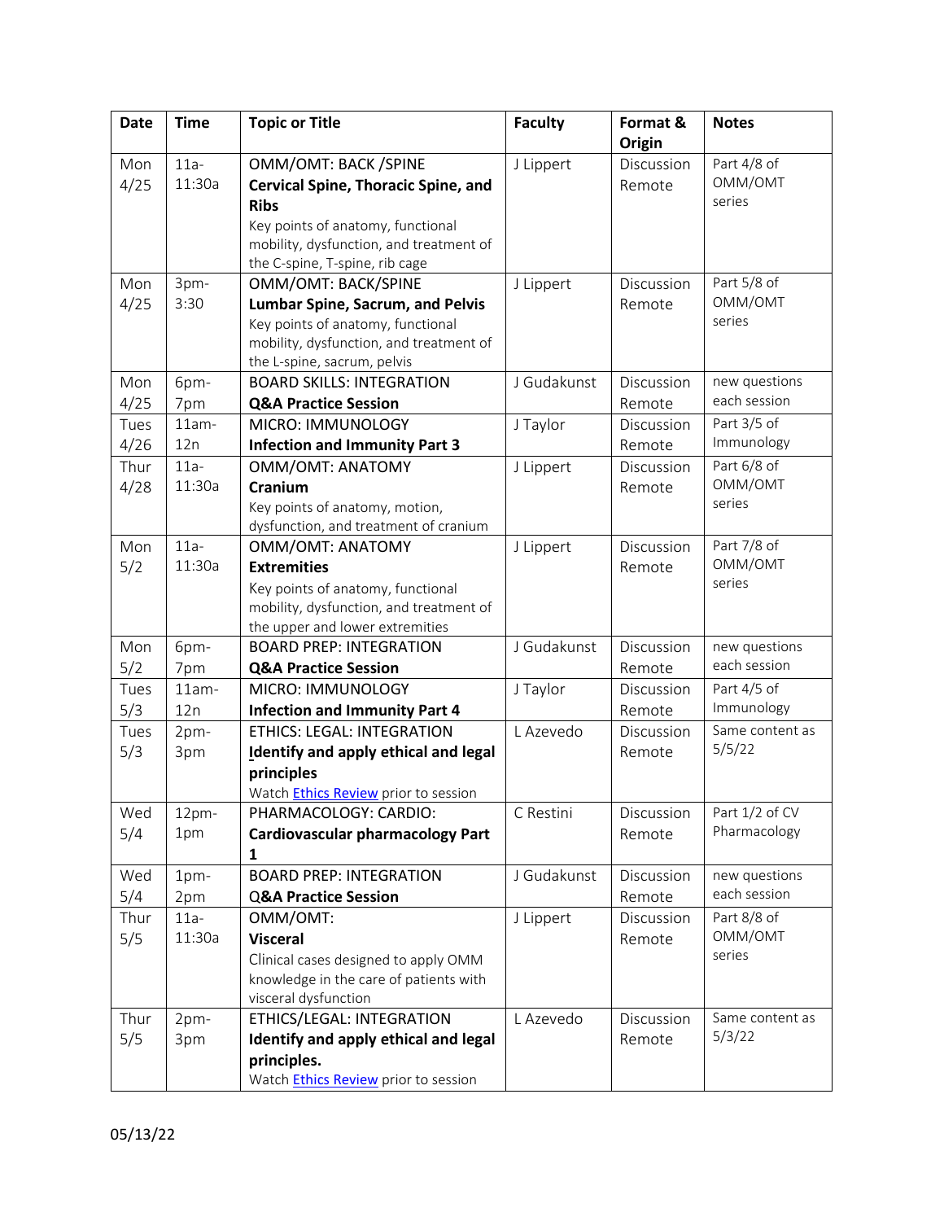| Date | Time | Topic or Title | Faculty | Format & Origin | Notes |
|---|---|---|---|---|---|
| Mon 4/25 | 11a-11:30a | OMM/OMT: BACK /SPINE **Cervical Spine, Thoracic Spine, and Ribs** Key points of anatomy, functional mobility, dysfunction, and treatment of the C-spine, T-spine, rib cage | J Lippert | Discussion Remote | Part 4/8 of OMM/OMT series |
| Mon 4/25 | 3pm-3:30 | OMM/OMT: BACK/SPINE **Lumbar Spine, Sacrum, and Pelvis** Key points of anatomy, functional mobility, dysfunction, and treatment of the L-spine, sacrum, pelvis | J Lippert | Discussion Remote | Part 5/8 of OMM/OMT series |
| Mon 4/25 | 6pm-7pm | BOARD SKILLS: INTEGRATION **Q&A Practice Session** | J Gudakunst | Discussion Remote | new questions each session |
| Tues 4/26 | 11am-12n | MICRO: IMMUNOLOGY **Infection and Immunity Part 3** | J Taylor | Discussion Remote | Part 3/5 of Immunology |
| Thur 4/28 | 11a-11:30a | OMM/OMT: ANATOMY **Cranium** Key points of anatomy, motion, dysfunction, and treatment of cranium | J Lippert | Discussion Remote | Part 6/8 of OMM/OMT series |
| Mon 5/2 | 11a-11:30a | OMM/OMT: ANATOMY **Extremities** Key points of anatomy, functional mobility, dysfunction, and treatment of the upper and lower extremities | J Lippert | Discussion Remote | Part 7/8 of OMM/OMT series |
| Mon 5/2 | 6pm-7pm | BOARD PREP: INTEGRATION **Q&A Practice Session** | J Gudakunst | Discussion Remote | new questions each session |
| Tues 5/3 | 11am-12n | MICRO: IMMUNOLOGY **Infection and Immunity Part 4** | J Taylor | Discussion Remote | Part 4/5 of Immunology |
| Tues 5/3 | 2pm-3pm | ETHICS: LEGAL: INTEGRATION **Identify and apply ethical and legal principles** Watch Ethics Review prior to session | L Azevedo | Discussion Remote | Same content as 5/5/22 |
| Wed 5/4 | 12pm-1pm | PHARMACOLOGY: CARDIO: **Cardiovascular pharmacology Part 1** | C Restini | Discussion Remote | Part 1/2 of CV Pharmacology |
| Wed 5/4 | 1pm-2pm | BOARD PREP: INTEGRATION **Q&A Practice Session** | J Gudakunst | Discussion Remote | new questions each session |
| Thur 5/5 | 11a-11:30a | OMM/OMT: **Visceral** Clinical cases designed to apply OMM knowledge in the care of patients with visceral dysfunction | J Lippert | Discussion Remote | Part 8/8 of OMM/OMT series |
| Thur 5/5 | 2pm-3pm | ETHICS/LEGAL: INTEGRATION **Identify and apply ethical and legal principles.** Watch Ethics Review prior to session | L Azevedo | Discussion Remote | Same content as 5/3/22 |

05/13/22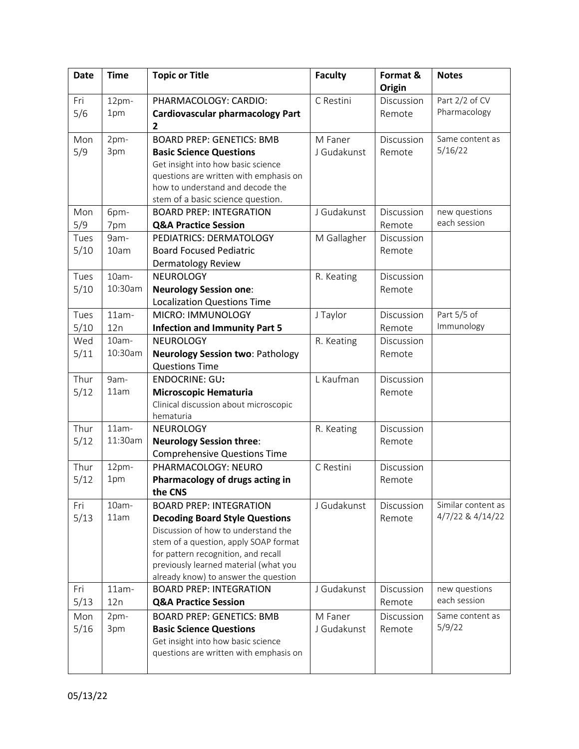| Date | Time | Topic or Title | Faculty | Format & Origin | Notes |
| --- | --- | --- | --- | --- | --- |
| Fri 5/6 | 12pm-1pm | PHARMACOLOGY: CARDIO: **Cardiovascular pharmacology Part 2** | C Restini | Discussion Remote | Part 2/2 of CV Pharmacology |
| Mon 5/9 | 2pm-3pm | BOARD PREP: GENETICS: BMB **Basic Science Questions** Get insight into how basic science questions are written with emphasis on how to understand and decode the stem of a basic science question. | M Faner J Gudakunst | Discussion Remote | Same content as 5/16/22 |
| Mon 5/9 | 6pm-7pm | BOARD PREP: INTEGRATION **Q&A Practice Session** | J Gudakunst | Discussion Remote | new questions each session |
| Tues 5/10 | 9am-10am | PEDIATRICS: DERMATOLOGY Board Focused Pediatric Dermatology Review | M Gallagher | Discussion Remote | |
| Tues 5/10 | 10am-10:30am | NEUROLOGY **Neurology Session one**: Localization Questions Time | R. Keating | Discussion Remote | |
| Tues 5/10 | 11am-12n | MICRO: IMMUNOLOGY **Infection and Immunity Part 5** | J Taylor | Discussion Remote | Part 5/5 of Immunology |
| Wed 5/11 | 10am-10:30am | NEUROLOGY **Neurology Session two**: Pathology Questions Time | R. Keating | Discussion Remote | |
| Thur 5/12 | 9am-11am | ENDOCRINE: GU**:** **Microscopic Hematuria** Clinical discussion about microscopic hematuria | L Kaufman | Discussion Remote | |
| Thur 5/12 | 11am-11:30am | NEUROLOGY **Neurology Session three**: Comprehensive Questions Time | R. Keating | Discussion Remote | |
| Thur 5/12 | 12pm-1pm | PHARMACOLOGY: NEURO **Pharmacology of drugs acting in the CNS** | C Restini | Discussion Remote | |
| Fri 5/13 | 10am-11am | BOARD PREP: INTEGRATION **Decoding Board Style Questions** Discussion of how to understand the stem of a question, apply SOAP format for pattern recognition, and recall previously learned material (what you already know) to answer the question | J Gudakunst | Discussion Remote | Similar content as 4/7/22 & 4/14/22 |
| Fri 5/13 | 11am-12n | BOARD PREP: INTEGRATION **Q&A Practice Session** | J Gudakunst | Discussion Remote | new questions each session |
| Mon 5/16 | 2pm-3pm | BOARD PREP: GENETICS: BMB **Basic Science Questions** Get insight into how basic science questions are written with emphasis on | M Faner J Gudakunst | Discussion Remote | Same content as 5/9/22 |

05/13/22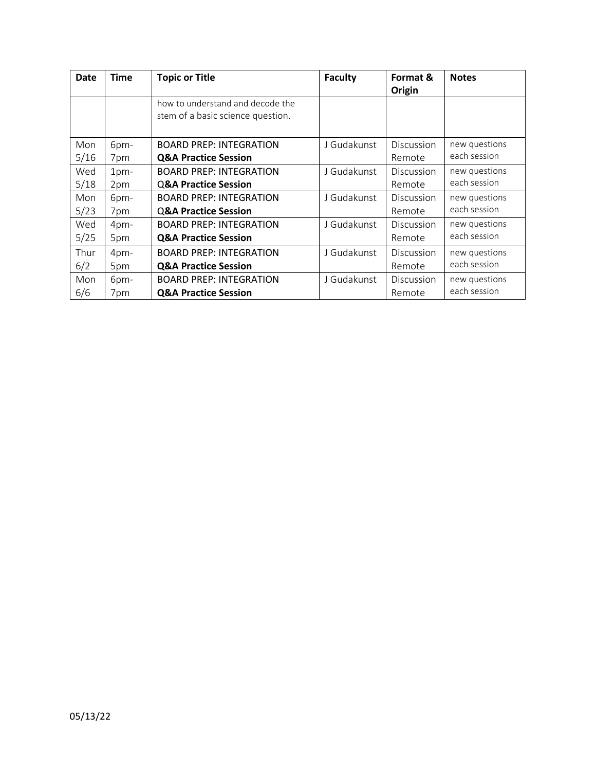| Date | Time | Topic or Title | Faculty | Format & Origin | Notes |
|---|---|---|---|---|---|
| | | how to understand and decode the stem of a basic science question. | | | |
| Mon 5/16 | 6pm-7pm | BOARD PREP: INTEGRATION **Q&A Practice Session** | J Gudakunst | Discussion Remote | new questions each session |
| Wed 5/18 | 1pm-2pm | BOARD PREP: INTEGRATION **Q&A Practice Session** | J Gudakunst | Discussion Remote | new questions each session |
| Mon 5/23 | 6pm-7pm | BOARD PREP: INTEGRATION **Q&A Practice Session** | J Gudakunst | Discussion Remote | new questions each session |
| Wed 5/25 | 4pm-5pm | BOARD PREP: INTEGRATION **Q&A Practice Session** | J Gudakunst | Discussion Remote | new questions each session |
| Thur 6/2 | 4pm-5pm | BOARD PREP: INTEGRATION **Q&A Practice Session** | J Gudakunst | Discussion Remote | new questions each session |
| Mon 6/6 | 6pm-7pm | BOARD PREP: INTEGRATION **Q&A Practice Session** | J Gudakunst | Discussion Remote | new questions each session |

05/13/22